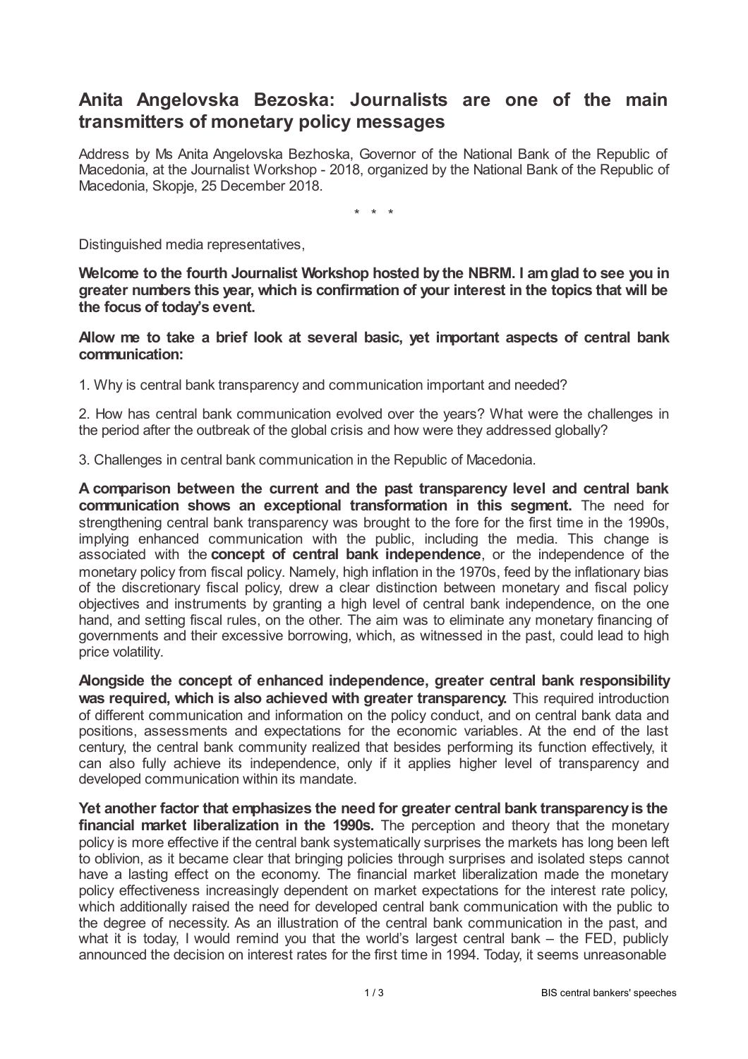# Anita Angelovska Bezoska: Journalists are one of the main transmitters of monetary policy messages

Address by Ms Anita Angelovska Bezhoska, Governor of the National Bank of the Republic of Macedonia, at the Journalist Workshop - 2018, organized by the National Bank of the Republic of Macedonia, Skopje, 25 December 2018.

\* \* \*

Distinguished media representatives,

**Welcome to the fourth Journalist Workshop hosted by the NBRM. I am glad to see you in greater numbers this year, which is confirmation of your interest in the topics that will be the focus of today's event.**

**Allow me to take a brief look at several basic, yet important aspects of central bank communication:**

1. Why is central bank transparency and communication important and needed?

2. How has central bank communication evolved over the years? What were the challenges in the period after the outbreak of the global crisis and how were they addressed globally?

3. Challenges in central bank communication in the Republic of Macedonia.

**A comparison between the current and the past transparency level and central bank communication shows an exceptional transformation in this segment.** The need for strengthening central bank transparency was brought to the fore for the first time in the 1990s, implying enhanced communication with the public, including the media. This change is associated with the **concept of central bank independence**, or the independence of the monetary policy from fiscal policy. Namely, high inflation in the 1970s, feed by the inflationary bias of the discretionary fiscal policy, drew a clear distinction between monetary and fiscal policy objectives and instruments by granting a high level of central bank independence, on the one hand, and setting fiscal rules, on the other. The aim was to eliminate any monetary financing of governments and their excessive borrowing, which, as witnessed in the past, could lead to high price volatility.

**Alongside the concept of enhanced independence, greater central bank responsibility was required, which is also achieved with greater transparency.** This required introduction of different communication and information on the policy conduct, and on central bank data and positions, assessments and expectations for the economic variables. At the end of the last century, the central bank community realized that besides performing its function effectively, it can also fully achieve its independence, only if it applies higher level of transparency and developed communication within its mandate.

**Yet another factor that emphasizes the need for greater central bank transparency is the financial market liberalization in the 1990s.** The perception and theory that the monetary policy is more effective if the central bank systematically surprises the markets has long been left to oblivion, as it became clear that bringing policies through surprises and isolated steps cannot have a lasting effect on the economy. The financial market liberalization made the monetary policy effectiveness increasingly dependent on market expectations for the interest rate policy, which additionally raised the need for developed central bank communication with the public to the degree of necessity. As an illustration of the central bank communication in the past, and what it is today, I would remind you that the world's largest central bank – the FED, publicly announced the decision on interest rates for the first time in 1994. Today, it seems unreasonable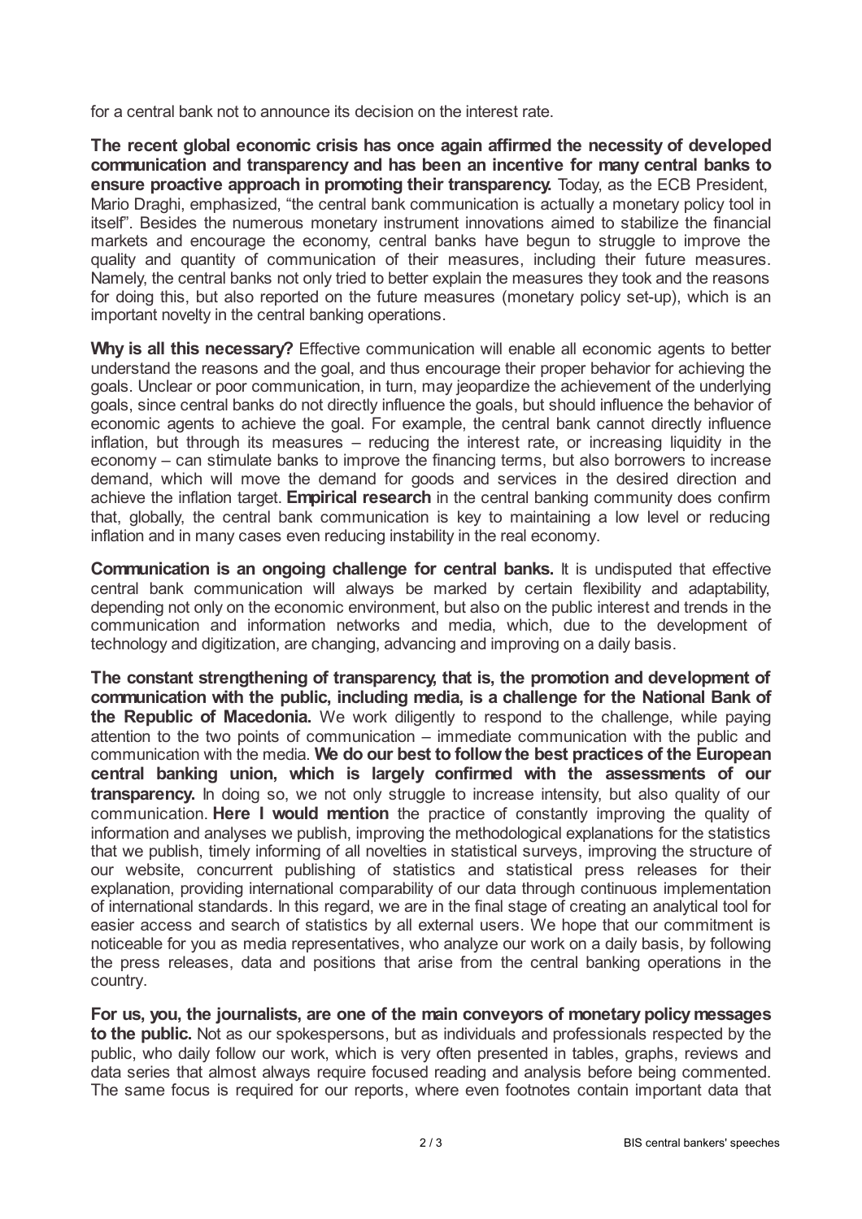for a central bank not to announce its decision on the interest rate.

**The recent global economic crisis has once again affirmed the necessity of developed communication and transparency and has been an incentive for many central banks to ensure proactive approach in promoting their transparency.** Today, as the ECB President, Mario Draghi, emphasized, "the central bank communication is actually a monetary policy tool in itself". Besides the numerous monetary instrument innovations aimed to stabilize the financial markets and encourage the economy, central banks have begun to struggle to improve the quality and quantity of communication of their measures, including their future measures. Namely, the central banks not only tried to better explain the measures they took and the reasons for doing this, but also reported on the future measures (monetary policy set-up), which is an important novelty in the central banking operations.

**Why is all this necessary?** Effective communication will enable all economic agents to better understand the reasons and the goal, and thus encourage their proper behavior for achieving the goals. Unclear or poor communication, in turn, may jeopardize the achievement of the underlying goals, since central banks do not directly influence the goals, but should influence the behavior of economic agents to achieve the goal. For example, the central bank cannot directly influence inflation, but through its measures – reducing the interest rate, or increasing liquidity in the economy – can stimulate banks to improve the financing terms, but also borrowers to increase demand, which will move the demand for goods and services in the desired direction and achieve the inflation target. **Empirical research** in the central banking community does confirm that, globally, the central bank communication is key to maintaining a low level or reducing inflation and in many cases even reducing instability in the real economy.

**Communication is an ongoing challenge for central banks.** It is undisputed that effective central bank communication will always be marked by certain flexibility and adaptability, depending not only on the economic environment, but also on the public interest and trends in the communication and information networks and media, which, due to the development of technology and digitization, are changing, advancing and improving on a daily basis.

**The constant strengthening of transparency, that is, the promotion and development of communication with the public, including media, is a challenge for the National Bank of the Republic of Macedonia.** We work diligently to respond to the challenge, while paying attention to the two points of communication – immediate communication with the public and communication with the media. **We do our best to follow the best practices of the European central banking union, which is largely confirmed with the assessments of our transparency.** In doing so, we not only struggle to increase intensity, but also quality of our communication. **Here I would mention** the practice of constantly improving the quality of information and analyses we publish, improving the methodological explanations for the statistics that we publish, timely informing of all novelties in statistical surveys, improving the structure of our website, concurrent publishing of statistics and statistical press releases for their explanation, providing international comparability of our data through continuous implementation of international standards. In this regard, we are in the final stage of creating an analytical tool for easier access and search of statistics by all external users. We hope that our commitment is noticeable for you as media representatives, who analyze our work on a daily basis, by following the press releases, data and positions that arise from the central banking operations in the country.

**For us, you, the journalists, are one of the main conveyors of monetary policy messages to the public.** Not as our spokespersons, but as individuals and professionals respected by the public, who daily follow our work, which is very often presented in tables, graphs, reviews and data series that almost always require focused reading and analysis before being commented. The same focus is required for our reports, where even footnotes contain important data that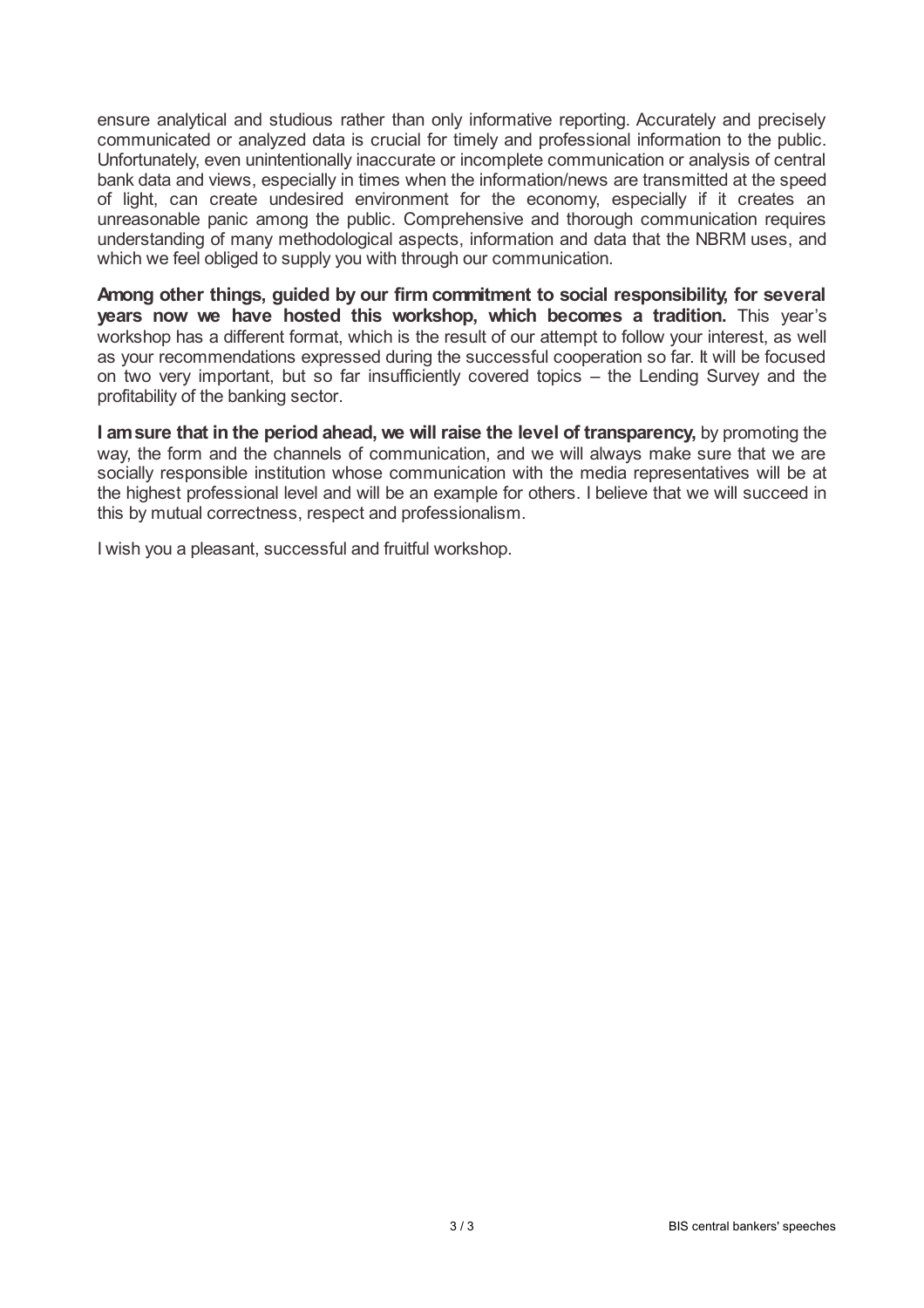ensure analytical and studious rather than only informative reporting. Accurately and precisely communicated or analyzed data is crucial for timely and professional information to the public. Unfortunately, even unintentionally inaccurate or incomplete communication or analysis of central bank data and views, especially in times when the information/news are transmitted at the speed of light, can create undesired environment for the economy, especially if it creates an unreasonable panic among the public. Comprehensive and thorough communication requires understanding of many methodological aspects, information and data that the NBRM uses, and which we feel obliged to supply you with through our communication.

**Among other things, guided by our firm commitment to social responsibility, for several years now we have hosted this workshop, which becomes a tradition.** This year's workshop has a different format, which is the result of our attempt to follow your interest, as well as your recommendations expressed during the successful cooperation so far. It will be focused on two very important, but so far insufficiently covered topics – the Lending Survey and the profitability of the banking sector.

**I am sure that in the period ahead, we will raise the level of transparency,** by promoting the way, the form and the channels of communication, and we will always make sure that we are socially responsible institution whose communication with the media representatives will be at the highest professional level and will be an example for others. I believe that we will succeed in this by mutual correctness, respect and professionalism.

I wish you a pleasant, successful and fruitful workshop.